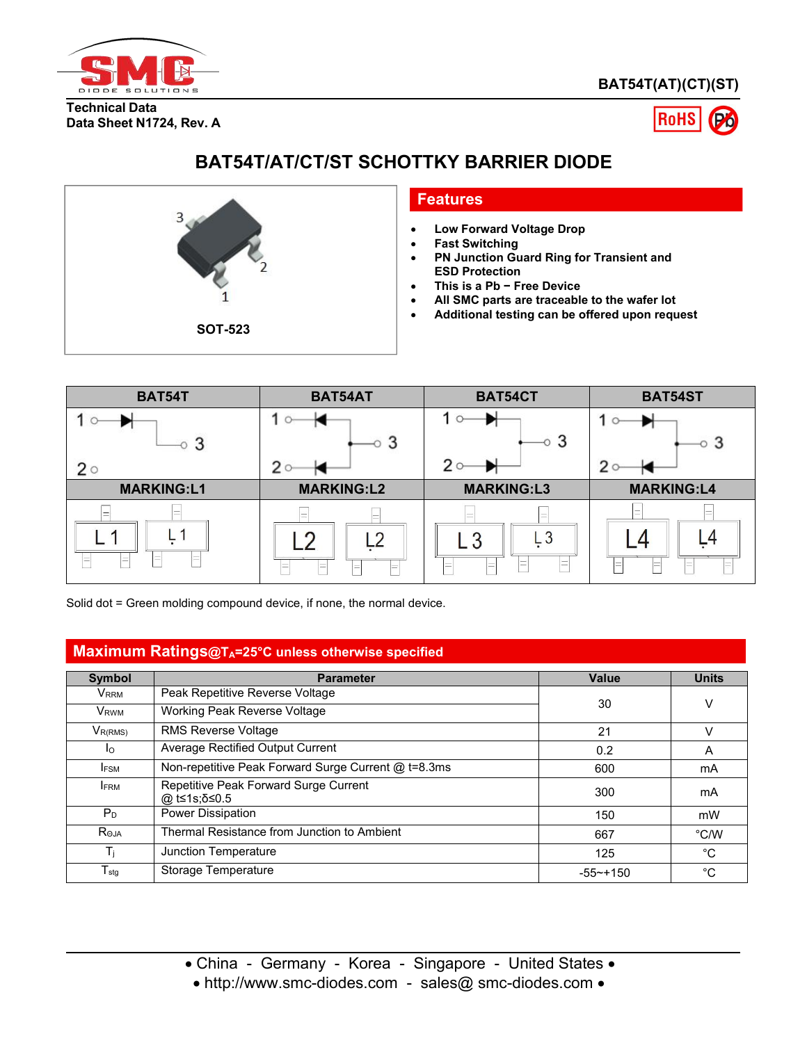BAT54T(AT)(CT)(ST)

Technical Data
Data Sheet N1724, Rev. A

# BAT54T/AT/CT/ST SCHOTTKY BARRIER DIODE

SOT-523

## Features

- Low Forward Voltage Drop
- Fast Switching
- PN Junction Guard Ring for Transient and ESD Protection
- This is a Pb − Free Device
- All SMC parts are traceable to the wafer lot
- Additional testing can be offered upon request

| BAT54T | BAT54AT | BAT54CT | BAT54ST |
|---|---|---|---|
| MARKING:L1 | MARKING:L2 | MARKING:L3 | MARKING:L4 |

Solid dot = Green molding compound device, if none, the normal device.

## Maximum Ratings@$T_A$=25°C unless otherwise specified

| Symbol | Parameter | Value | Units |
|---|---|---|---|
| $V_{RRM}$ | Peak Repetitive Reverse Voltage | 30 | V |
| $V_{RWM}$ | Working Peak Reverse Voltage | | |
| $V_{R(RMS)}$ | RMS Reverse Voltage | 21 | V |
| $I_O$ | Average Rectified Output Current | 0.2 | A |
| $I_{FSM}$ | Non-repetitive Peak Forward Surge Current @ t=8.3ms | 600 | mA |
| $I_{FRM}$ | Repetitive Peak Forward Surge Current @ t≤1s;δ≤0.5 | 300 | mA |
| $P_D$ | Power Dissipation | 150 | mW |
| $R_{\Theta JA}$ | Thermal Resistance from Junction to Ambient | 667 | °C/W |
| $T_j$ | Junction Temperature | 125 | °C |
| $T_{stg}$ | Storage Temperature | -55~+150 | °C |

• China - Germany - Korea - Singapore - United States •
• http://www.smc-diodes.com - sales@ smc-diodes.com •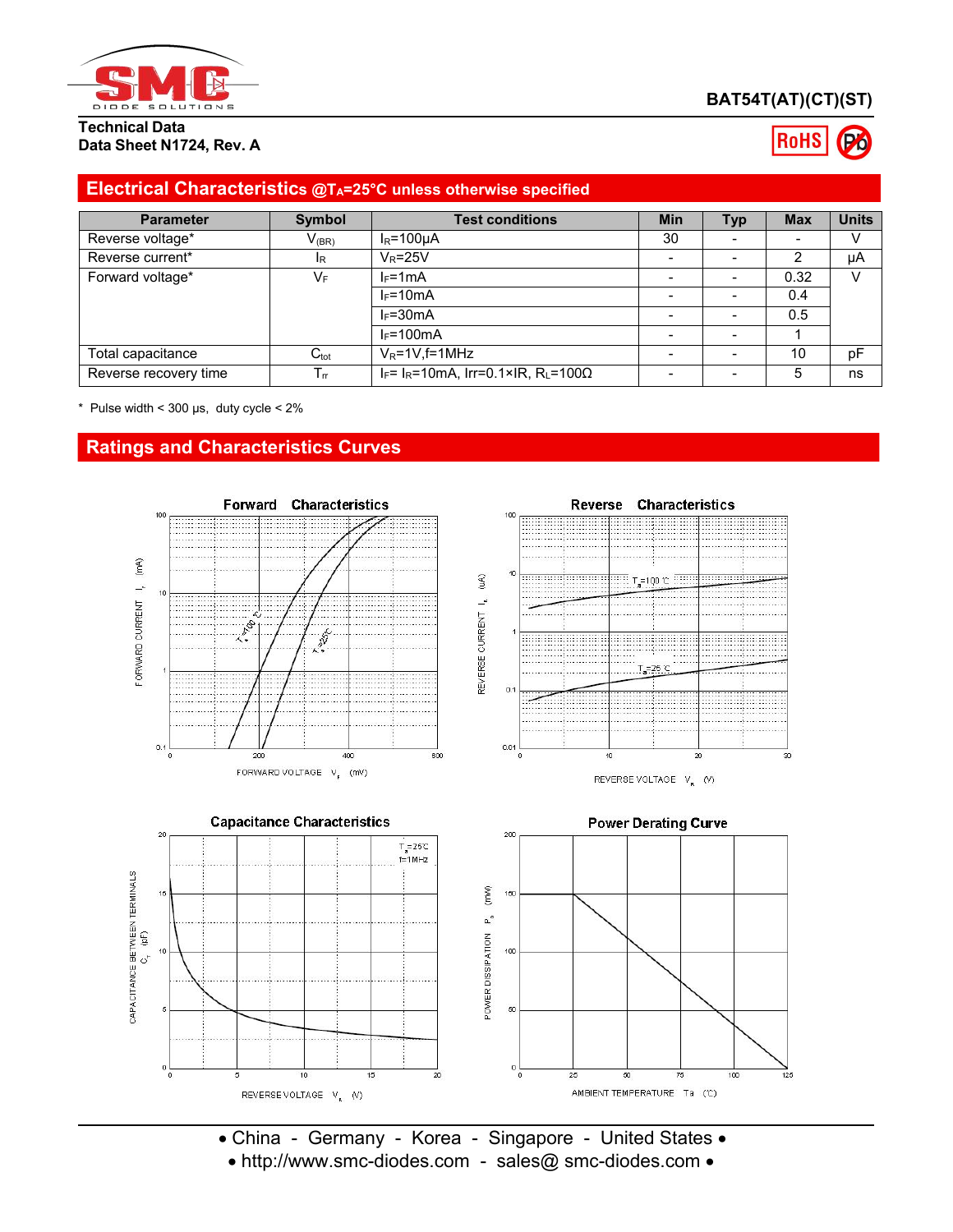BAT54T(AT)(CT)(ST)

Technical Data
Data Sheet N1724, Rev. A

## Electrical Characteristics @$T_A$=25°C unless otherwise specified

| Parameter | Symbol | Test conditions | Min | Typ | Max | Units |
|---|---|---|---|---|---|---|
| Reverse voltage* | $V_{(BR)}$ | $I_R$=100μA | 30 | - | - | V |
| Reverse current* | $I_R$ | $V_R$=25V | - | - | 2 | μA |
| Forward voltage* | $V_F$ | $I_F$=1mA | - | - | 0.32 | V |
| | | $I_F$=10mA | - | - | 0.4 | |
| | | $I_F$=30mA | - | - | 0.5 | |
| | | $I_F$=100mA | - | - | 1 | |
| Total capacitance | $C_{tot}$ | $V_R$=1V,f=1MHz | - | - | 10 | pF |
| Reverse recovery time | $T_{rr}$ | $I_F$= $I_R$=10mA, Irr=0.1×IR, $R_L$=100Ω | - | - | 5 | ns |

\* Pulse width < 300 μs, duty cycle < 2%

## Ratings and Characteristics Curves

Forward Characteristics

Reverse Characteristics

Capacitance Characteristics

Power Derating Curve

• China - Germany - Korea - Singapore - United States •
• http://www.smc-diodes.com - sales@ smc-diodes.com •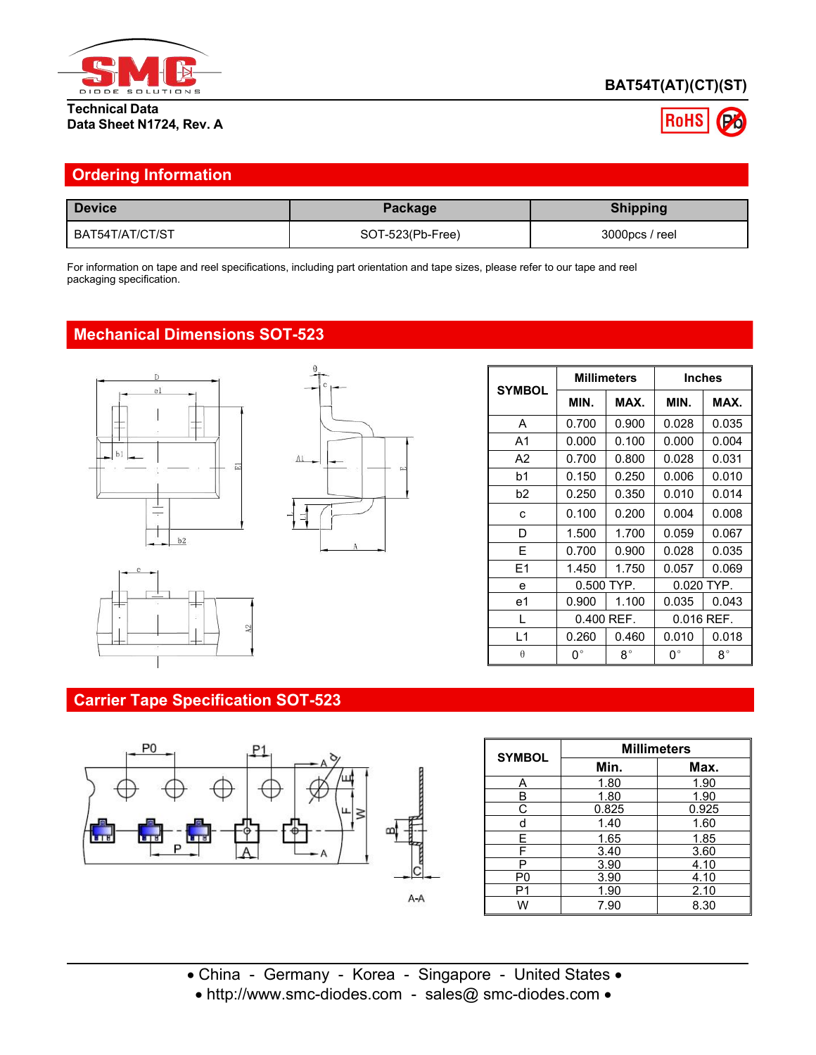**Technical Data**
**Data Sheet N1724, Rev. A**

## Ordering Information

| Device | Package | Shipping |
|---|---|---|
| BAT54T/AT/CT/ST | SOT-523(Pb-Free) | 3000pcs / reel |

For information on tape and reel specifications, including part orientation and tape sizes, please refer to our tape and reel packaging specification.

## Mechanical Dimensions SOT-523

| SYMBOL | Millimeters | | Inches | |
|---|---|---|---|---|
| | MIN. | MAX. | MIN. | MAX. |
| A | 0.700 | 0.900 | 0.028 | 0.035 |
| A1 | 0.000 | 0.100 | 0.000 | 0.004 |
| A2 | 0.700 | 0.800 | 0.028 | 0.031 |
| b1 | 0.150 | 0.250 | 0.006 | 0.010 |
| b2 | 0.250 | 0.350 | 0.010 | 0.014 |
| c | 0.100 | 0.200 | 0.004 | 0.008 |
| D | 1.500 | 1.700 | 0.059 | 0.067 |
| E | 0.700 | 0.900 | 0.028 | 0.035 |
| E1 | 1.450 | 1.750 | 0.057 | 0.069 |
| e | 0.500 TYP. | | 0.020 TYP. | |
| e1 | 0.900 | 1.100 | 0.035 | 0.043 |
| L | 0.400 REF. | | 0.016 REF. | |
| L1 | 0.260 | 0.460 | 0.010 | 0.018 |
| θ | 0° | 8° | 0° | 8° |

## Carrier Tape Specification SOT-523

| SYMBOL | Millimeters | |
|---|---|---|
| | Min. | Max. |
| A | 1.80 | 1.90 |
| B | 1.80 | 1.90 |
| C | 0.825 | 0.925 |
| d | 1.40 | 1.60 |
| E | 1.65 | 1.85 |
| F | 3.40 | 3.60 |
| P | 3.90 | 4.10 |
| P0 | 3.90 | 4.10 |
| P1 | 1.90 | 2.10 |
| W | 7.90 | 8.30 |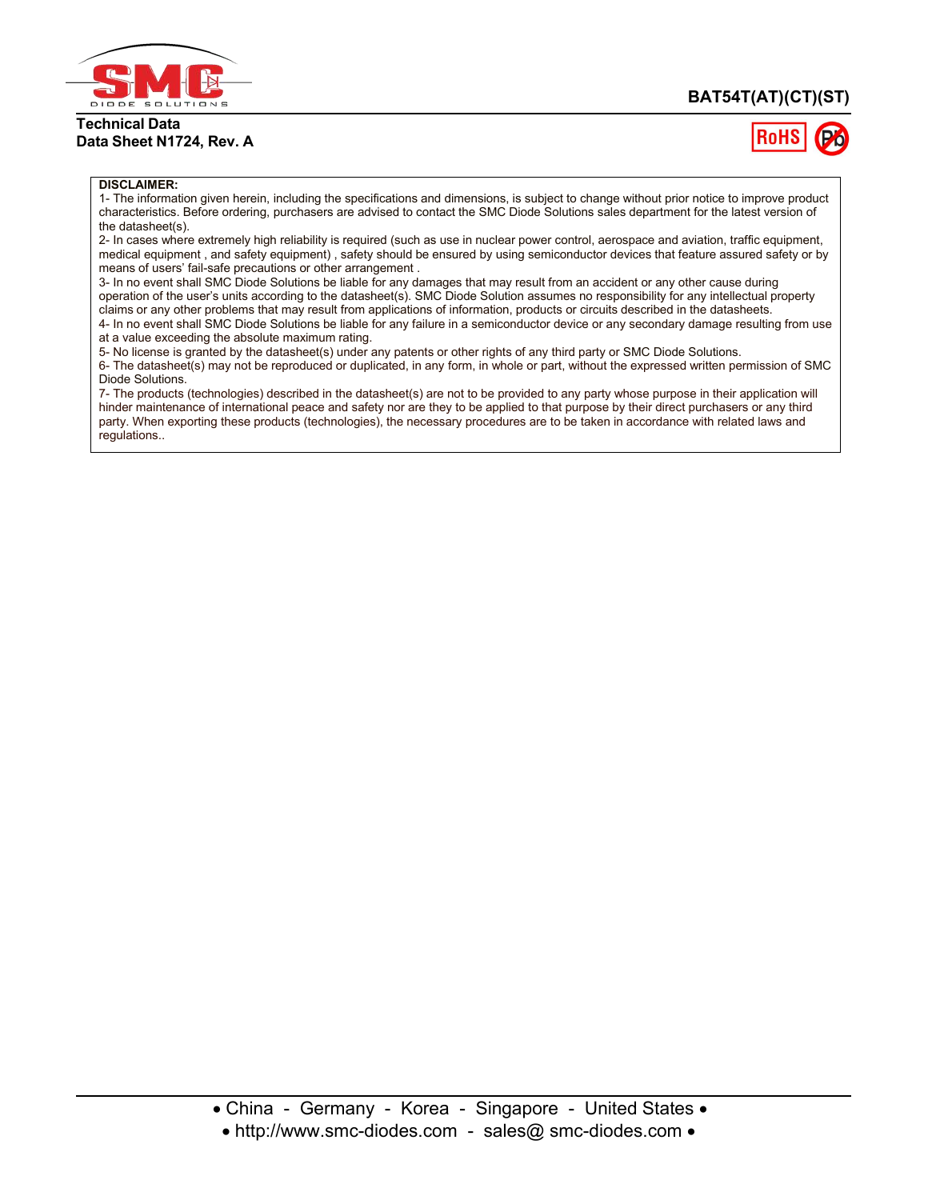**DISCLAIMER:**

1- The information given herein, including the specifications and dimensions, is subject to change without prior notice to improve product characteristics. Before ordering, purchasers are advised to contact the SMC Diode Solutions sales department for the latest version of the datasheet(s).

2- In cases where extremely high reliability is required (such as use in nuclear power control, aerospace and aviation, traffic equipment, medical equipment , and safety equipment) , safety should be ensured by using semiconductor devices that feature assured safety or by means of users' fail-safe precautions or other arrangement .

3- In no event shall SMC Diode Solutions be liable for any damages that may result from an accident or any other cause during operation of the user's units according to the datasheet(s). SMC Diode Solution assumes no responsibility for any intellectual property claims or any other problems that may result from applications of information, products or circuits described in the datasheets.

4- In no event shall SMC Diode Solutions be liable for any failure in a semiconductor device or any secondary damage resulting from use at a value exceeding the absolute maximum rating.

5- No license is granted by the datasheet(s) under any patents or other rights of any third party or SMC Diode Solutions.

6- The datasheet(s) may not be reproduced or duplicated, in any form, in whole or part, without the expressed written permission of SMC Diode Solutions.

7- The products (technologies) described in the datasheet(s) are not to be provided to any party whose purpose in their application will hinder maintenance of international peace and safety nor are they to be applied to that purpose by their direct purchasers or any third party. When exporting these products (technologies), the necessary procedures are to be taken in accordance with related laws and regulations..